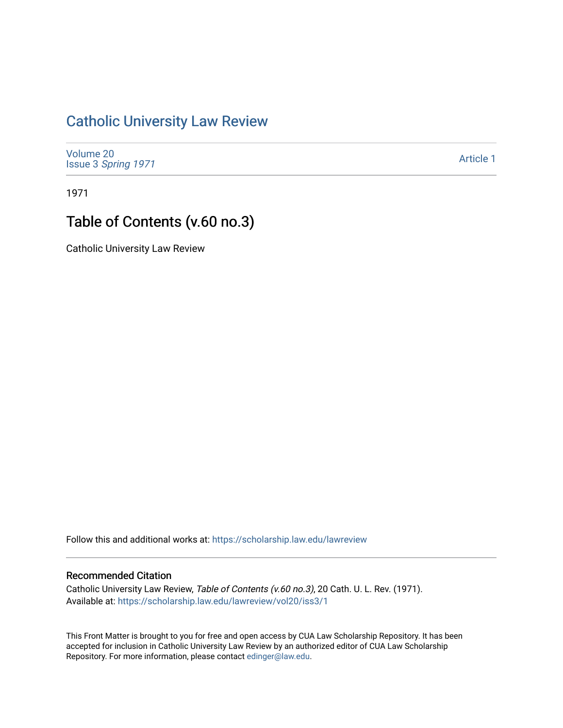# Catholic University Law Review

Volume 20
Issue 3 *Spring 1971*

Article 1

1971

## Table of Contents (v.60 no.3)

Catholic University Law Review

Follow this and additional works at: https://scholarship.law.edu/lawreview

### Recommended Citation

Catholic University Law Review, *Table of Contents (v.60 no.3)*, 20 Cath. U. L. Rev. (1971).
Available at: https://scholarship.law.edu/lawreview/vol20/iss3/1

This Front Matter is brought to you for free and open access by CUA Law Scholarship Repository. It has been accepted for inclusion in Catholic University Law Review by an authorized editor of CUA Law Scholarship Repository. For more information, please contact edinger@law.edu.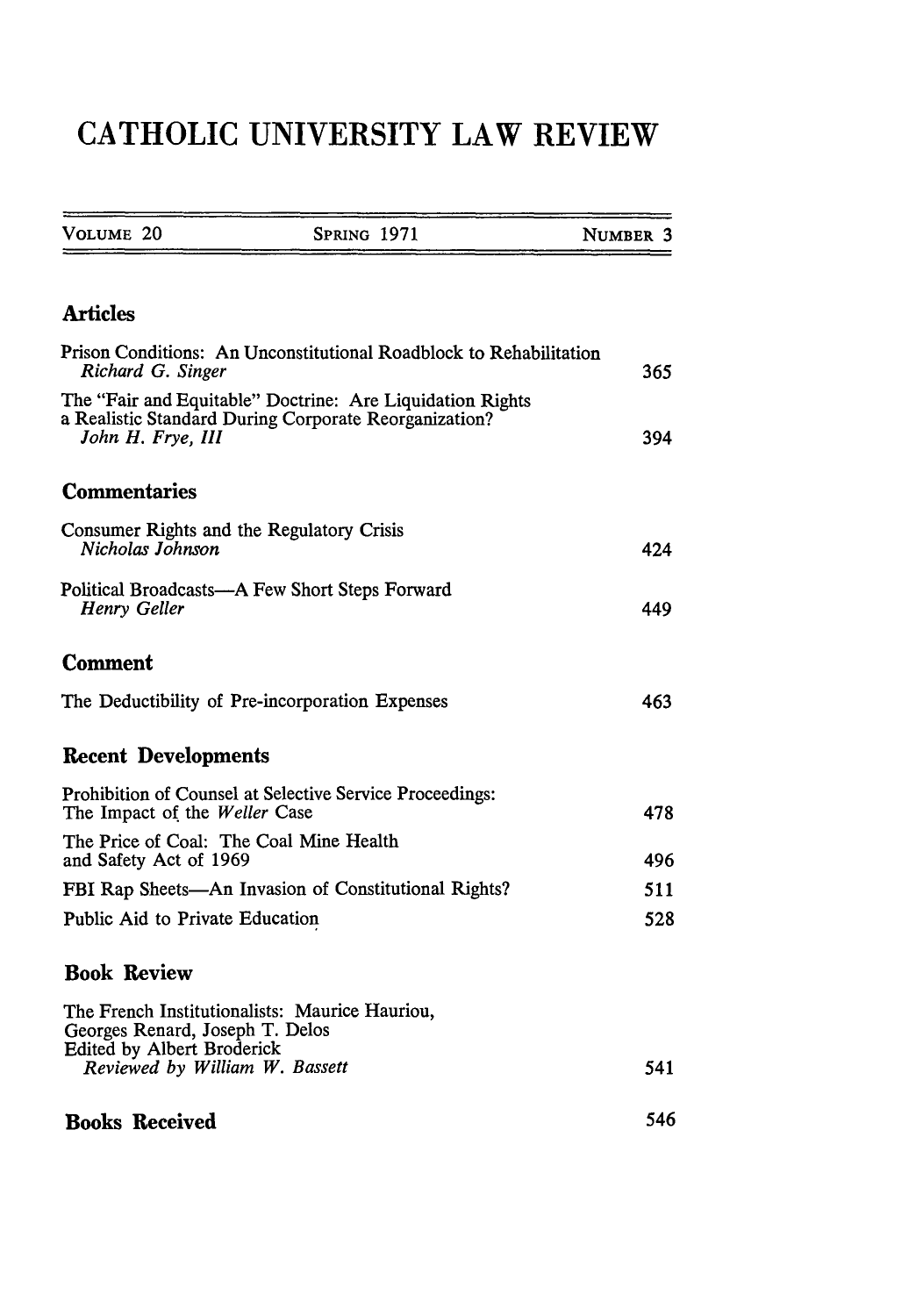# CATHOLIC UNIVERSITY LAW REVIEW

| VOLUME 20 | SPRING 1971 | NUMBER 3 |
|---|---|---|

## Articles

Prison Conditions: An Unconstitutional Roadblock to Rehabilitation
*Richard G. Singer* 365

The "Fair and Equitable" Doctrine: Are Liquidation Rights a Realistic Standard During Corporate Reorganization?
*John H. Frye, III* 394

## Commentaries

Consumer Rights and the Regulatory Crisis
*Nicholas Johnson* 424

Political Broadcasts—A Few Short Steps Forward
*Henry Geller* 449

## Comment

The Deductibility of Pre-incorporation Expenses 463

## Recent Developments

Prohibition of Counsel at Selective Service Proceedings: The Impact of the *Weller* Case 478

The Price of Coal: The Coal Mine Health and Safety Act of 1969 496

FBI Rap Sheets—An Invasion of Constitutional Rights? 511

Public Aid to Private Education 528

## Book Review

The French Institutionalists: Maurice Hauriou, Georges Renard, Joseph T. Delos
Edited by Albert Broderick
*Reviewed by William W. Bassett* 541

## Books Received 546